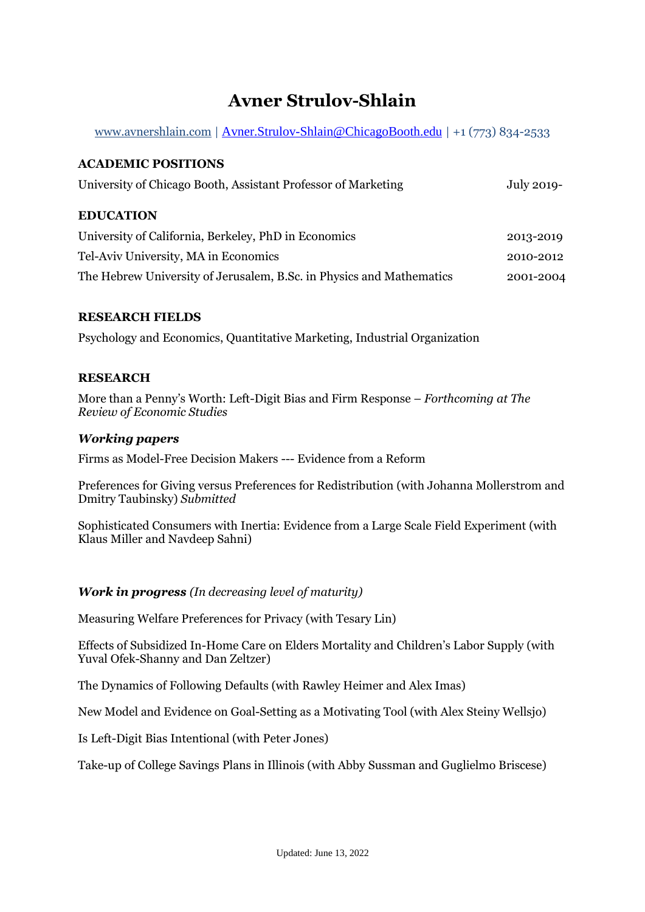# Avner Strulov-Shlain

www.avnershlain.com | Avner.Strulov-Shlain@ChicagoBooth.edu | +1 (773) 834-2533

## ACADEMIC POSITIONS

University of Chicago Booth, Assistant Professor of Marketing — July 2019-

## EDUCATION

University of California, Berkeley, PhD in Economics — 2013-2019

Tel-Aviv University, MA in Economics — 2010-2012

The Hebrew University of Jerusalem, B.Sc. in Physics and Mathematics — 2001-2004

## RESEARCH FIELDS

Psychology and Economics, Quantitative Marketing, Industrial Organization

## RESEARCH

More than a Penny's Worth: Left-Digit Bias and Firm Response – *Forthcoming at The Review of Economic Studies*

### *Working papers*

Firms as Model-Free Decision Makers --- Evidence from a Reform

Preferences for Giving versus Preferences for Redistribution (with Johanna Mollerstrom and Dmitry Taubinsky) *Submitted*

Sophisticated Consumers with Inertia: Evidence from a Large Scale Field Experiment (with Klaus Miller and Navdeep Sahni)

### *Work in progress* *(In decreasing level of maturity)*

Measuring Welfare Preferences for Privacy (with Tesary Lin)

Effects of Subsidized In-Home Care on Elders Mortality and Children's Labor Supply (with Yuval Ofek-Shanny and Dan Zeltzer)

The Dynamics of Following Defaults (with Rawley Heimer and Alex Imas)

New Model and Evidence on Goal-Setting as a Motivating Tool (with Alex Steiny Wellsjo)

Is Left-Digit Bias Intentional (with Peter Jones)

Take-up of College Savings Plans in Illinois (with Abby Sussman and Guglielmo Briscese)

Updated: June 13, 2022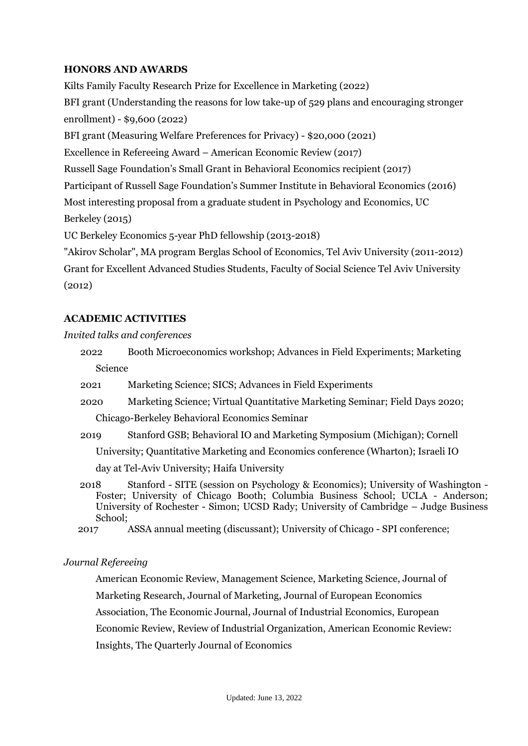## HONORS AND AWARDS

Kilts Family Faculty Research Prize for Excellence in Marketing (2022)

BFI grant (Understanding the reasons for low take-up of 529 plans and encouraging stronger enrollment) - $9,600 (2022)

BFI grant (Measuring Welfare Preferences for Privacy) - $20,000 (2021)

Excellence in Refereeing Award – American Economic Review (2017)

Russell Sage Foundation's Small Grant in Behavioral Economics recipient (2017)

Participant of Russell Sage Foundation's Summer Institute in Behavioral Economics (2016)

Most interesting proposal from a graduate student in Psychology and Economics, UC Berkeley (2015)

UC Berkeley Economics 5-year PhD fellowship (2013-2018)

"Akirov Scholar", MA program Berglas School of Economics, Tel Aviv University (2011-2012)

Grant for Excellent Advanced Studies Students, Faculty of Social Science Tel Aviv University (2012)

## ACADEMIC ACTIVITIES

*Invited talks and conferences*

2022 Booth Microeconomics workshop; Advances in Field Experiments; Marketing Science

2021 Marketing Science; SICS; Advances in Field Experiments

2020 Marketing Science; Virtual Quantitative Marketing Seminar; Field Days 2020; Chicago-Berkeley Behavioral Economics Seminar

2019 Stanford GSB; Behavioral IO and Marketing Symposium (Michigan); Cornell University; Quantitative Marketing and Economics conference (Wharton); Israeli IO day at Tel-Aviv University; Haifa University

2018 Stanford - SITE (session on Psychology & Economics); University of Washington - Foster; University of Chicago Booth; Columbia Business School; UCLA - Anderson; University of Rochester - Simon; UCSD Rady; University of Cambridge – Judge Business School;

2017 ASSA annual meeting (discussant); University of Chicago - SPI conference;

*Journal Refereeing*

American Economic Review, Management Science, Marketing Science, Journal of Marketing Research, Journal of Marketing, Journal of European Economics Association, The Economic Journal, Journal of Industrial Economics, European Economic Review, Review of Industrial Organization, American Economic Review: Insights, The Quarterly Journal of Economics

Updated: June 13, 2022